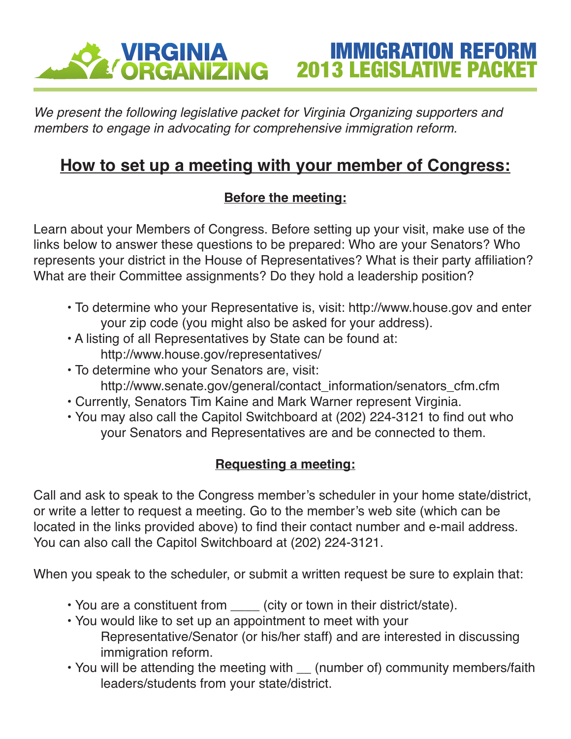# VIRGINIA ORGANIZING

# IMMIGRATION REFORM 2013 LEGISLATIVE PACKET

*We present the following legislative packet for Virginia Organizing supporters and members to engage in advocating for comprehensive immigration reform.*

## How to set up a meeting with your member of Congress:

### Before the meeting:

Learn about your Members of Congress. Before setting up your visit, make use of the links below to answer these questions to be prepared: Who are your Senators? Who represents your district in the House of Representatives? What is their party affiliation? What are their Committee assignments? Do they hold a leadership position?

- To determine who your Representative is, visit: http://www.house.gov and enter your zip code (you might also be asked for your address).
- A listing of all Representatives by State can be found at: http://www.house.gov/representatives/
- To determine who your Senators are, visit: http://www.senate.gov/general/contact_information/senators_cfm.cfm
- Currently, Senators Tim Kaine and Mark Warner represent Virginia.
- You may also call the Capitol Switchboard at (202) 224-3121 to find out who your Senators and Representatives are and be connected to them.

### Requesting a meeting:

Call and ask to speak to the Congress member's scheduler in your home state/district, or write a letter to request a meeting. Go to the member's web site (which can be located in the links provided above) to find their contact number and e-mail address. You can also call the Capitol Switchboard at (202) 224-3121.

When you speak to the scheduler, or submit a written request be sure to explain that:

- You are a constituent from ____ (city or town in their district/state).
- You would like to set up an appointment to meet with your Representative/Senator (or his/her staff) and are interested in discussing immigration reform.
- You will be attending the meeting with __ (number of) community members/faith leaders/students from your state/district.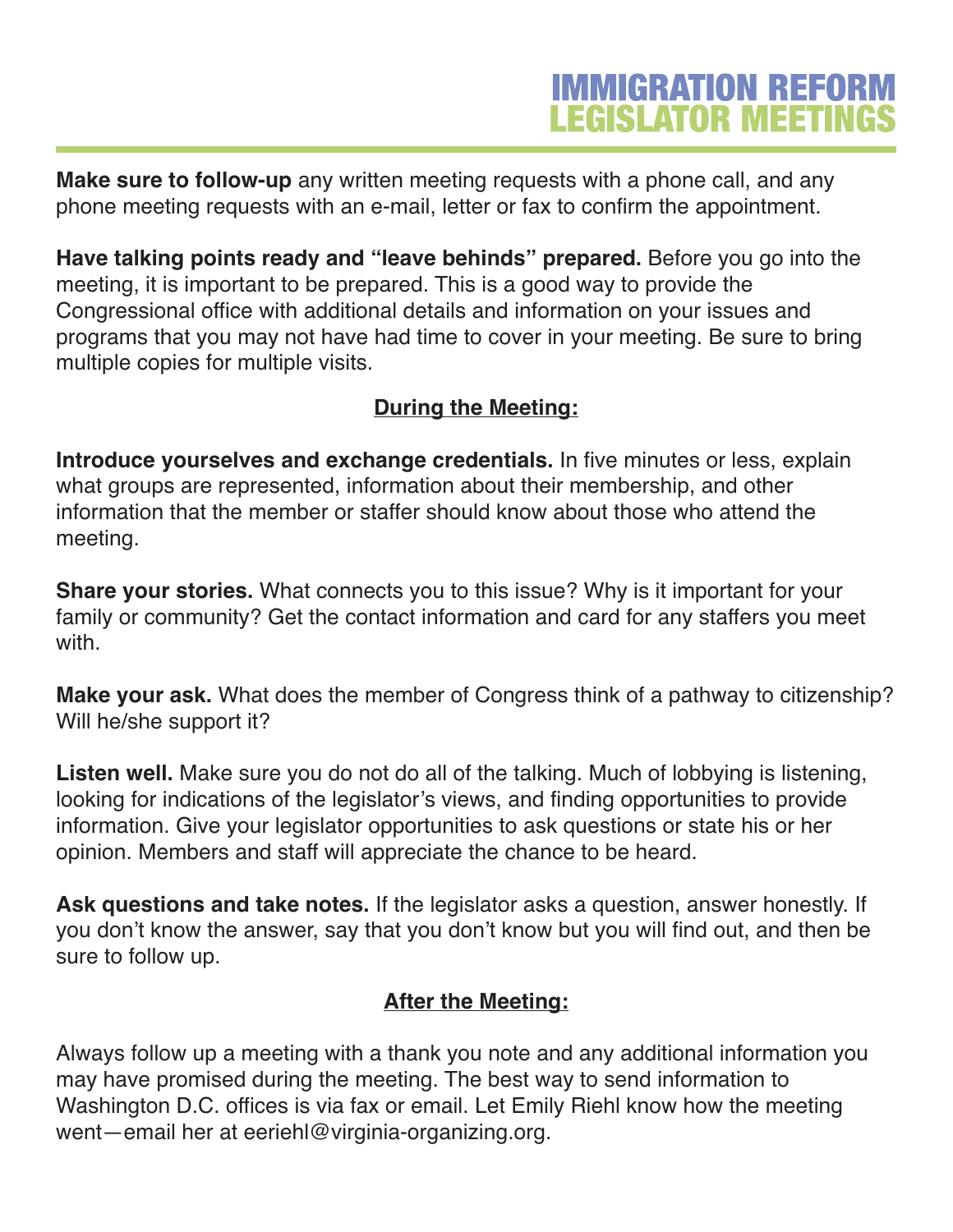# IMMIGRATION REFORM LEGISLATOR MEETINGS

**Make sure to follow-up** any written meeting requests with a phone call, and any phone meeting requests with an e-mail, letter or fax to confirm the appointment.

**Have talking points ready and "leave behinds" prepared.** Before you go into the meeting, it is important to be prepared. This is a good way to provide the Congressional office with additional details and information on your issues and programs that you may not have had time to cover in your meeting. Be sure to bring multiple copies for multiple visits.

## During the Meeting:

**Introduce yourselves and exchange credentials.** In five minutes or less, explain what groups are represented, information about their membership, and other information that the member or staffer should know about those who attend the meeting.

**Share your stories.** What connects you to this issue? Why is it important for your family or community? Get the contact information and card for any staffers you meet with.

**Make your ask.** What does the member of Congress think of a pathway to citizenship? Will he/she support it?

**Listen well.** Make sure you do not do all of the talking. Much of lobbying is listening, looking for indications of the legislator's views, and finding opportunities to provide information. Give your legislator opportunities to ask questions or state his or her opinion. Members and staff will appreciate the chance to be heard.

**Ask questions and take notes.** If the legislator asks a question, answer honestly. If you don't know the answer, say that you don't know but you will find out, and then be sure to follow up.

## After the Meeting:

Always follow up a meeting with a thank you note and any additional information you may have promised during the meeting. The best way to send information to Washington D.C. offices is via fax or email. Let Emily Riehl know how the meeting went—email her at eeriehl@virginia-organizing.org.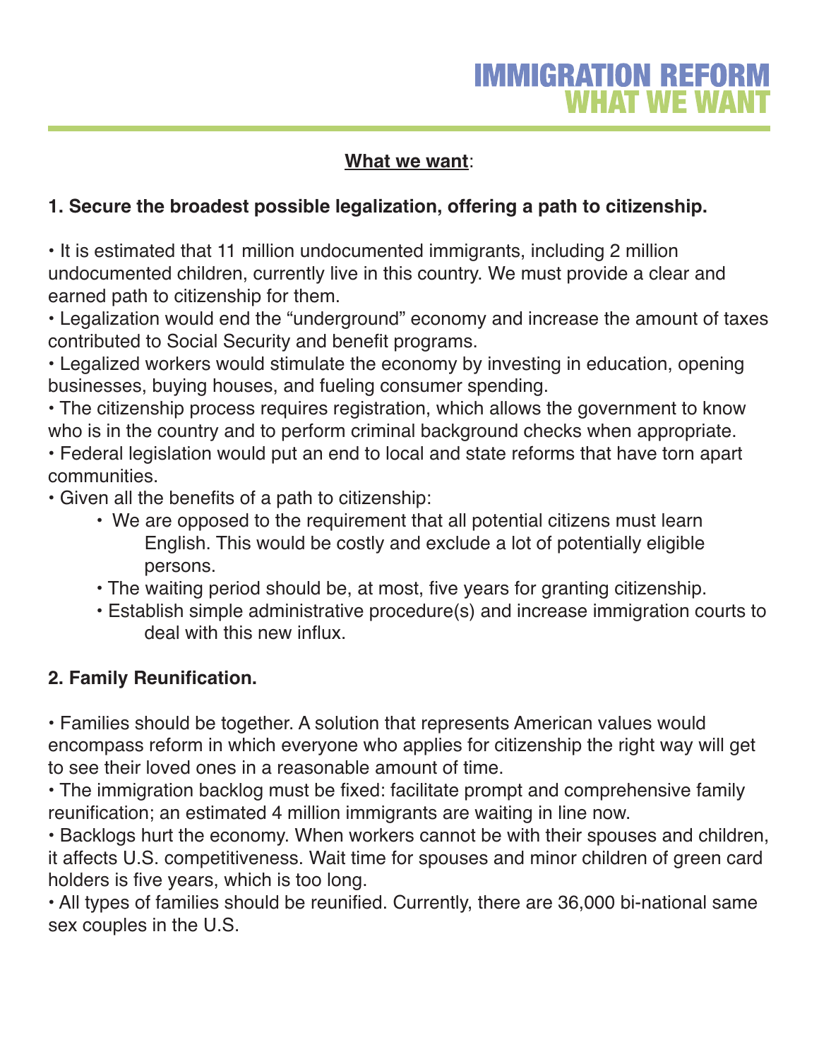# IMMIGRATION REFORM
# WHAT WE WANT

**<u>What we want</u>**:

**1. Secure the broadest possible legalization, offering a path to citizenship.**

- It is estimated that 11 million undocumented immigrants, including 2 million undocumented children, currently live in this country. We must provide a clear and earned path to citizenship for them.
- Legalization would end the "underground" economy and increase the amount of taxes contributed to Social Security and benefit programs.
- Legalized workers would stimulate the economy by investing in education, opening businesses, buying houses, and fueling consumer spending.
- The citizenship process requires registration, which allows the government to know who is in the country and to perform criminal background checks when appropriate.
- Federal legislation would put an end to local and state reforms that have torn apart communities.
- Given all the benefits of a path to citizenship:
    - We are opposed to the requirement that all potential citizens must learn English. This would be costly and exclude a lot of potentially eligible persons.
    - The waiting period should be, at most, five years for granting citizenship.
    - Establish simple administrative procedure(s) and increase immigration courts to deal with this new influx.

**2. Family Reunification.**

- Families should be together. A solution that represents American values would encompass reform in which everyone who applies for citizenship the right way will get to see their loved ones in a reasonable amount of time.
- The immigration backlog must be fixed: facilitate prompt and comprehensive family reunification; an estimated 4 million immigrants are waiting in line now.
- Backlogs hurt the economy. When workers cannot be with their spouses and children, it affects U.S. competitiveness. Wait time for spouses and minor children of green card holders is five years, which is too long.
- All types of families should be reunified. Currently, there are 36,000 bi-national same sex couples in the U.S.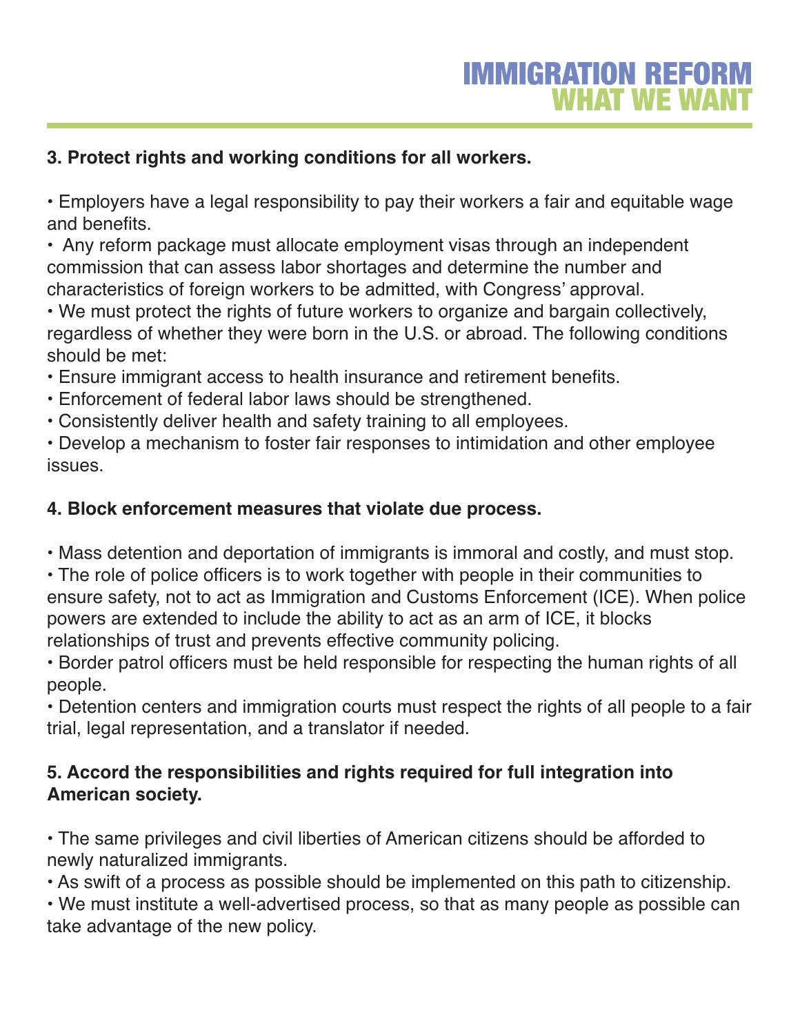# IMMIGRATION REFORM
## WHAT WE WANT

**3. Protect rights and working conditions for all workers.**

- Employers have a legal responsibility to pay their workers a fair and equitable wage and benefits.
- Any reform package must allocate employment visas through an independent commission that can assess labor shortages and determine the number and characteristics of foreign workers to be admitted, with Congress' approval.
- We must protect the rights of future workers to organize and bargain collectively, regardless of whether they were born in the U.S. or abroad. The following conditions should be met:
- Ensure immigrant access to health insurance and retirement benefits.
- Enforcement of federal labor laws should be strengthened.
- Consistently deliver health and safety training to all employees.
- Develop a mechanism to foster fair responses to intimidation and other employee issues.

**4. Block enforcement measures that violate due process.**

- Mass detention and deportation of immigrants is immoral and costly, and must stop.
- The role of police officers is to work together with people in their communities to ensure safety, not to act as Immigration and Customs Enforcement (ICE). When police powers are extended to include the ability to act as an arm of ICE, it blocks relationships of trust and prevents effective community policing.
- Border patrol officers must be held responsible for respecting the human rights of all people.
- Detention centers and immigration courts must respect the rights of all people to a fair trial, legal representation, and a translator if needed.

**5. Accord the responsibilities and rights required for full integration into American society.**

- The same privileges and civil liberties of American citizens should be afforded to newly naturalized immigrants.
- As swift of a process as possible should be implemented on this path to citizenship.
- We must institute a well-advertised process, so that as many people as possible can take advantage of the new policy.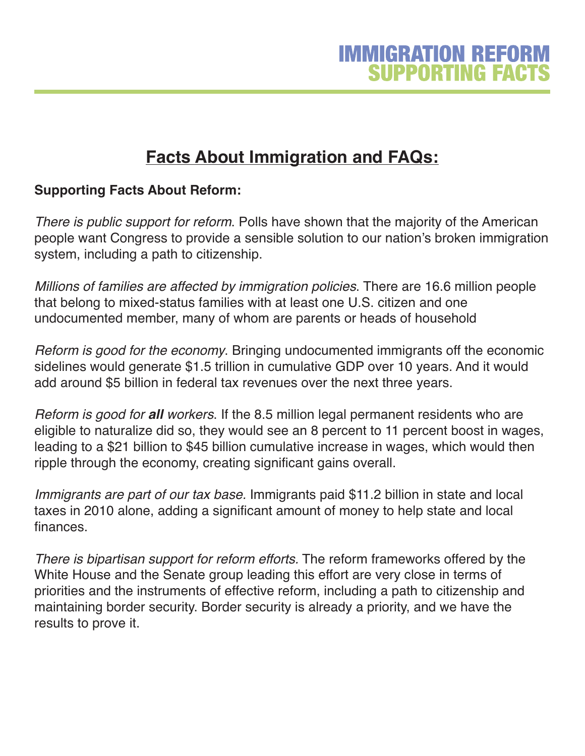# Facts About Immigration and FAQs:

**Supporting Facts About Reform:**

*There is public support for reform*. Polls have shown that the majority of the American people want Congress to provide a sensible solution to our nation's broken immigration system, including a path to citizenship.

*Millions of families are affected by immigration policies*. There are 16.6 million people that belong to mixed-status families with at least one U.S. citizen and one undocumented member, many of whom are parents or heads of household

*Reform is good for the economy*. Bringing undocumented immigrants off the economic sidelines would generate $1.5 trillion in cumulative GDP over 10 years. And it would add around $5 billion in federal tax revenues over the next three years.

*Reform is good for **all** workers*. If the 8.5 million legal permanent residents who are eligible to naturalize did so, they would see an 8 percent to 11 percent boost in wages, leading to a $21 billion to $45 billion cumulative increase in wages, which would then ripple through the economy, creating significant gains overall.

*Immigrants are part of our tax base.* Immigrants paid $11.2 billion in state and local taxes in 2010 alone, adding a significant amount of money to help state and local finances.

*There is bipartisan support for reform efforts.* The reform frameworks offered by the White House and the Senate group leading this effort are very close in terms of priorities and the instruments of effective reform, including a path to citizenship and maintaining border security. Border security is already a priority, and we have the results to prove it.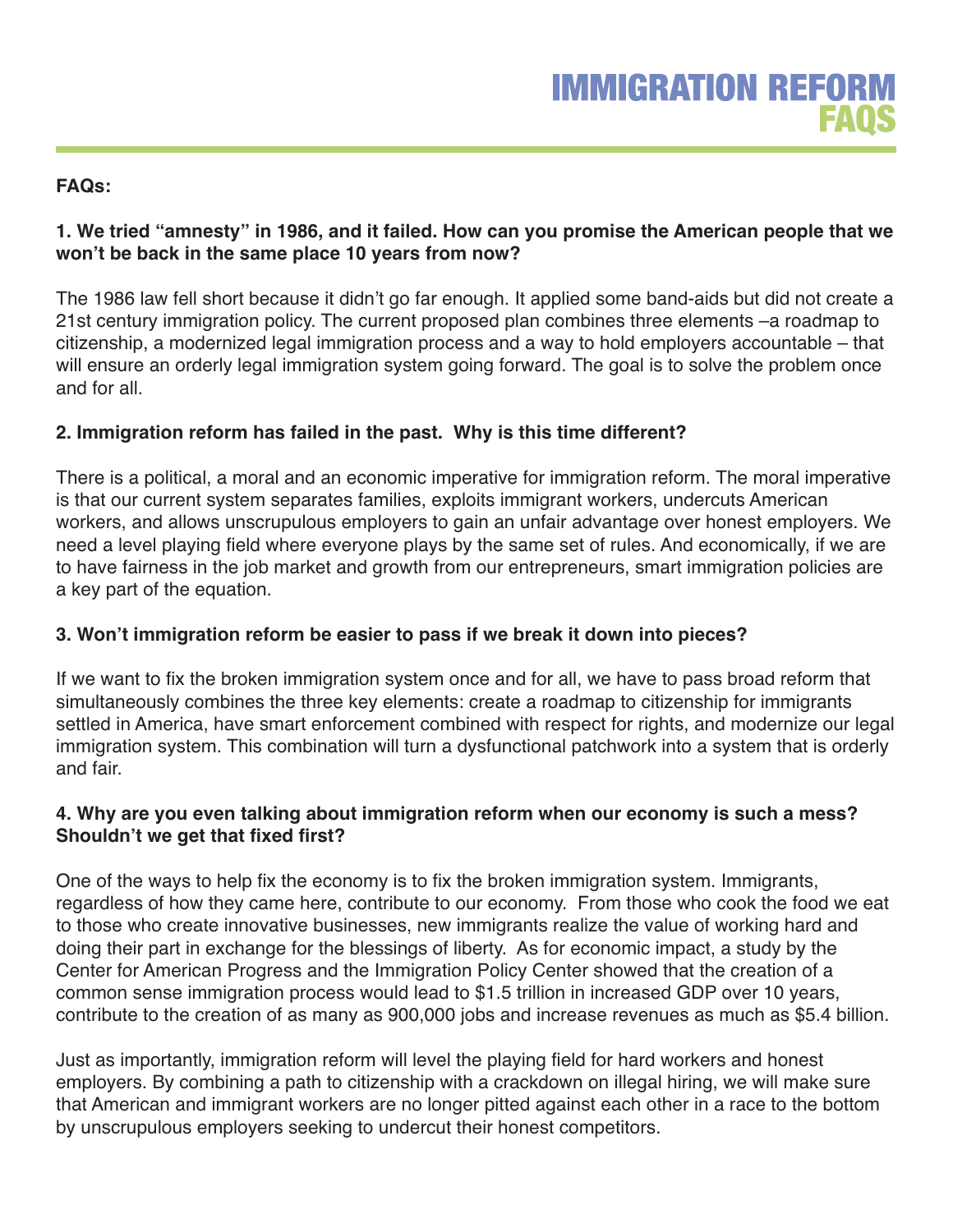# IMMIGRATION REFORM FAQS

**FAQs:**

**1. We tried "amnesty" in 1986, and it failed. How can you promise the American people that we won't be back in the same place 10 years from now?**

The 1986 law fell short because it didn't go far enough. It applied some band-aids but did not create a 21st century immigration policy. The current proposed plan combines three elements –a roadmap to citizenship, a modernized legal immigration process and a way to hold employers accountable – that will ensure an orderly legal immigration system going forward. The goal is to solve the problem once and for all.

**2. Immigration reform has failed in the past. Why is this time different?**

There is a political, a moral and an economic imperative for immigration reform. The moral imperative is that our current system separates families, exploits immigrant workers, undercuts American workers, and allows unscrupulous employers to gain an unfair advantage over honest employers. We need a level playing field where everyone plays by the same set of rules. And economically, if we are to have fairness in the job market and growth from our entrepreneurs, smart immigration policies are a key part of the equation.

**3. Won't immigration reform be easier to pass if we break it down into pieces?**

If we want to fix the broken immigration system once and for all, we have to pass broad reform that simultaneously combines the three key elements: create a roadmap to citizenship for immigrants settled in America, have smart enforcement combined with respect for rights, and modernize our legal immigration system. This combination will turn a dysfunctional patchwork into a system that is orderly and fair.

**4. Why are you even talking about immigration reform when our economy is such a mess? Shouldn't we get that fixed first?**

One of the ways to help fix the economy is to fix the broken immigration system. Immigrants, regardless of how they came here, contribute to our economy. From those who cook the food we eat to those who create innovative businesses, new immigrants realize the value of working hard and doing their part in exchange for the blessings of liberty. As for economic impact, a study by the Center for American Progress and the Immigration Policy Center showed that the creation of a common sense immigration process would lead to $1.5 trillion in increased GDP over 10 years, contribute to the creation of as many as 900,000 jobs and increase revenues as much as $5.4 billion.

Just as importantly, immigration reform will level the playing field for hard workers and honest employers. By combining a path to citizenship with a crackdown on illegal hiring, we will make sure that American and immigrant workers are no longer pitted against each other in a race to the bottom by unscrupulous employers seeking to undercut their honest competitors.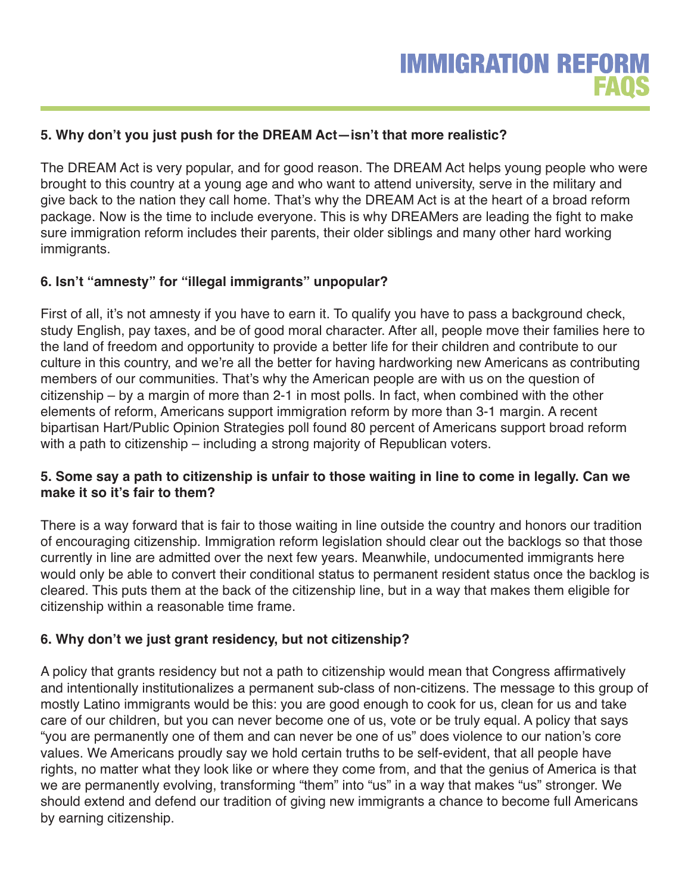# IMMIGRATION REFORM FAQS

**5. Why don't you just push for the DREAM Act—isn't that more realistic?**

The DREAM Act is very popular, and for good reason. The DREAM Act helps young people who were brought to this country at a young age and who want to attend university, serve in the military and give back to the nation they call home. That's why the DREAM Act is at the heart of a broad reform package. Now is the time to include everyone. This is why DREAMers are leading the fight to make sure immigration reform includes their parents, their older siblings and many other hard working immigrants.

**6. Isn't "amnesty" for "illegal immigrants" unpopular?**

First of all, it's not amnesty if you have to earn it. To qualify you have to pass a background check, study English, pay taxes, and be of good moral character. After all, people move their families here to the land of freedom and opportunity to provide a better life for their children and contribute to our culture in this country, and we're all the better for having hardworking new Americans as contributing members of our communities. That's why the American people are with us on the question of citizenship – by a margin of more than 2-1 in most polls. In fact, when combined with the other elements of reform, Americans support immigration reform by more than 3-1 margin. A recent bipartisan Hart/Public Opinion Strategies poll found 80 percent of Americans support broad reform with a path to citizenship – including a strong majority of Republican voters.

**5. Some say a path to citizenship is unfair to those waiting in line to come in legally. Can we make it so it's fair to them?**

There is a way forward that is fair to those waiting in line outside the country and honors our tradition of encouraging citizenship. Immigration reform legislation should clear out the backlogs so that those currently in line are admitted over the next few years. Meanwhile, undocumented immigrants here would only be able to convert their conditional status to permanent resident status once the backlog is cleared. This puts them at the back of the citizenship line, but in a way that makes them eligible for citizenship within a reasonable time frame.

**6. Why don't we just grant residency, but not citizenship?**

A policy that grants residency but not a path to citizenship would mean that Congress affirmatively and intentionally institutionalizes a permanent sub-class of non-citizens. The message to this group of mostly Latino immigrants would be this: you are good enough to cook for us, clean for us and take care of our children, but you can never become one of us, vote or be truly equal. A policy that says "you are permanently one of them and can never be one of us" does violence to our nation's core values. We Americans proudly say we hold certain truths to be self-evident, that all people have rights, no matter what they look like or where they come from, and that the genius of America is that we are permanently evolving, transforming "them" into "us" in a way that makes "us" stronger. We should extend and defend our tradition of giving new immigrants a chance to become full Americans by earning citizenship.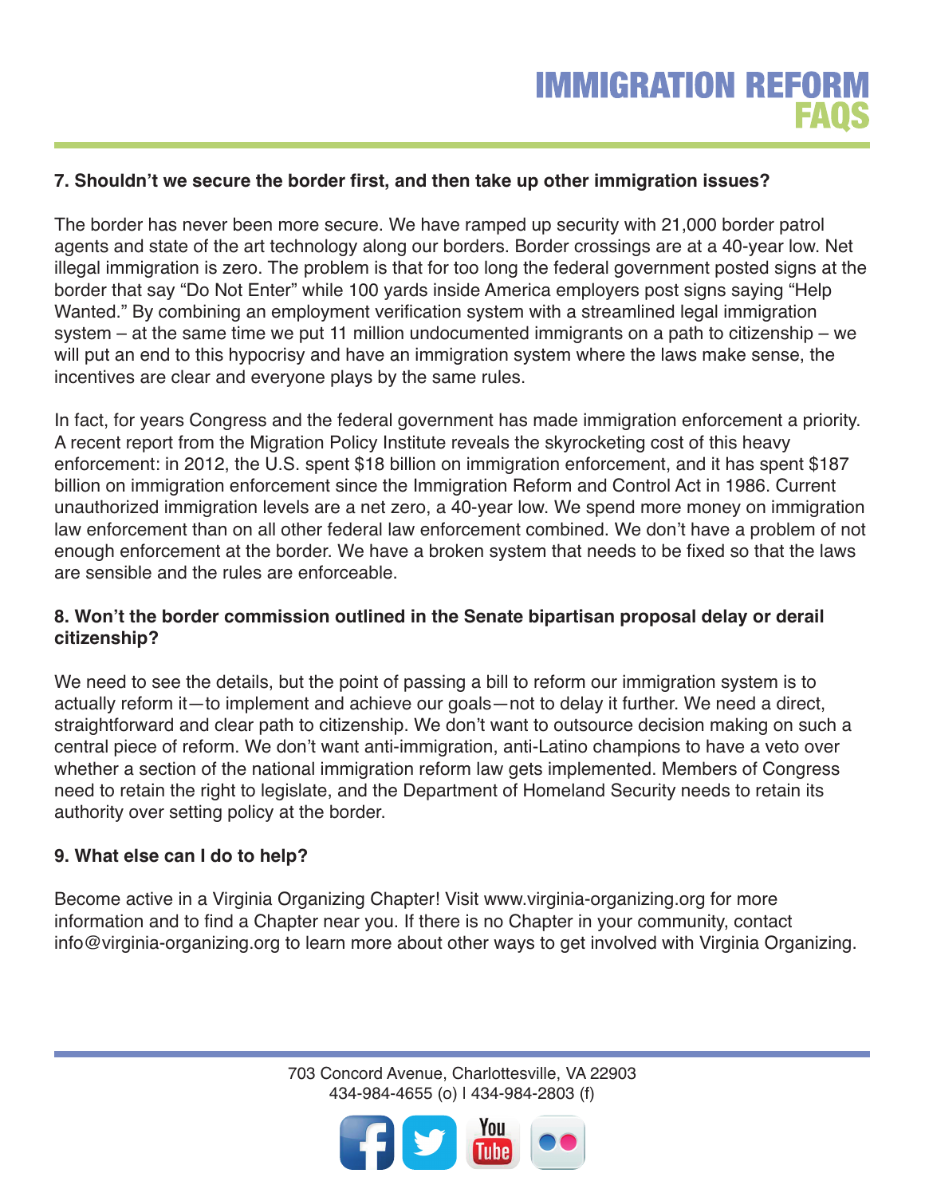### 7. Shouldn't we secure the border first, and then take up other immigration issues?

The border has never been more secure. We have ramped up security with 21,000 border patrol agents and state of the art technology along our borders. Border crossings are at a 40-year low. Net illegal immigration is zero. The problem is that for too long the federal government posted signs at the border that say "Do Not Enter" while 100 yards inside America employers post signs saying "Help Wanted." By combining an employment verification system with a streamlined legal immigration system – at the same time we put 11 million undocumented immigrants on a path to citizenship – we will put an end to this hypocrisy and have an immigration system where the laws make sense, the incentives are clear and everyone plays by the same rules.

In fact, for years Congress and the federal government has made immigration enforcement a priority. A recent report from the Migration Policy Institute reveals the skyrocketing cost of this heavy enforcement: in 2012, the U.S. spent $18 billion on immigration enforcement, and it has spent $187 billion on immigration enforcement since the Immigration Reform and Control Act in 1986. Current unauthorized immigration levels are a net zero, a 40-year low. We spend more money on immigration law enforcement than on all other federal law enforcement combined. We don't have a problem of not enough enforcement at the border. We have a broken system that needs to be fixed so that the laws are sensible and the rules are enforceable.

### 8. Won't the border commission outlined in the Senate bipartisan proposal delay or derail citizenship?

We need to see the details, but the point of passing a bill to reform our immigration system is to actually reform it—to implement and achieve our goals—not to delay it further. We need a direct, straightforward and clear path to citizenship. We don't want to outsource decision making on such a central piece of reform. We don't want anti-immigration, anti-Latino champions to have a veto over whether a section of the national immigration reform law gets implemented. Members of Congress need to retain the right to legislate, and the Department of Homeland Security needs to retain its authority over setting policy at the border.

### 9. What else can I do to help?

Become active in a Virginia Organizing Chapter! Visit www.virginia-organizing.org for more information and to find a Chapter near you. If there is no Chapter in your community, contact info@virginia-organizing.org to learn more about other ways to get involved with Virginia Organizing.

703 Concord Avenue, Charlottesville, VA 22903
434-984-4655 (o) | 434-984-2803 (f)